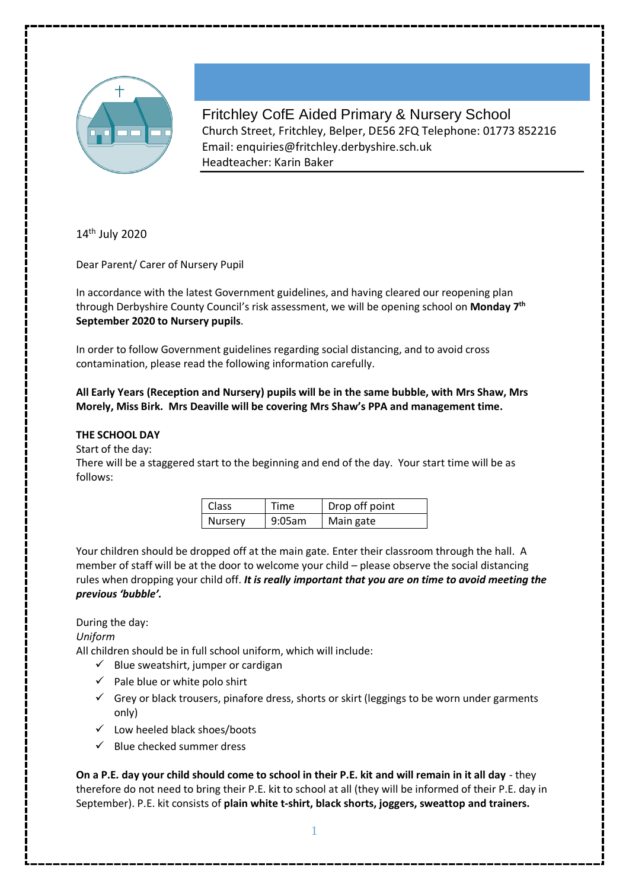Fritchley CofE Aided Primary & Nursery School
Church Street, Fritchley, Belper, DE56 2FQ Telephone: 01773 852216
Email: enquiries@fritchley.derbyshire.sch.uk
Headteacher: Karin Baker

14th July 2020

Dear Parent/ Carer of Nursery Pupil

In accordance with the latest Government guidelines, and having cleared our reopening plan through Derbyshire County Council's risk assessment, we will be opening school on **Monday 7th September 2020 to Nursery pupils**.

In order to follow Government guidelines regarding social distancing, and to avoid cross contamination, please read the following information carefully.

**All Early Years (Reception and Nursery) pupils will be in the same bubble, with Mrs Shaw, Mrs Morely, Miss Birk. Mrs Deaville will be covering Mrs Shaw's PPA and management time.**

**THE SCHOOL DAY**

Start of the day:

There will be a staggered start to the beginning and end of the day. Your start time will be as follows:

| Class | Time | Drop off point |
|---|---|---|
| Nursery | 9:05am | Main gate |

Your children should be dropped off at the main gate. Enter their classroom through the hall. A member of staff will be at the door to welcome your child – please observe the social distancing rules when dropping your child off. ***It is really important that you are on time to avoid meeting the previous 'bubble'.***

During the day:

*Uniform*

All children should be in full school uniform, which will include:

- ✓ Blue sweatshirt, jumper or cardigan
- ✓ Pale blue or white polo shirt
- ✓ Grey or black trousers, pinafore dress, shorts or skirt (leggings to be worn under garments only)
- ✓ Low heeled black shoes/boots
- ✓ Blue checked summer dress

**On a P.E. day your child should come to school in their P.E. kit and will remain in it all day** - they therefore do not need to bring their P.E. kit to school at all (they will be informed of their P.E. day in September). P.E. kit consists of **plain white t-shirt, black shorts, joggers, sweattop and trainers.**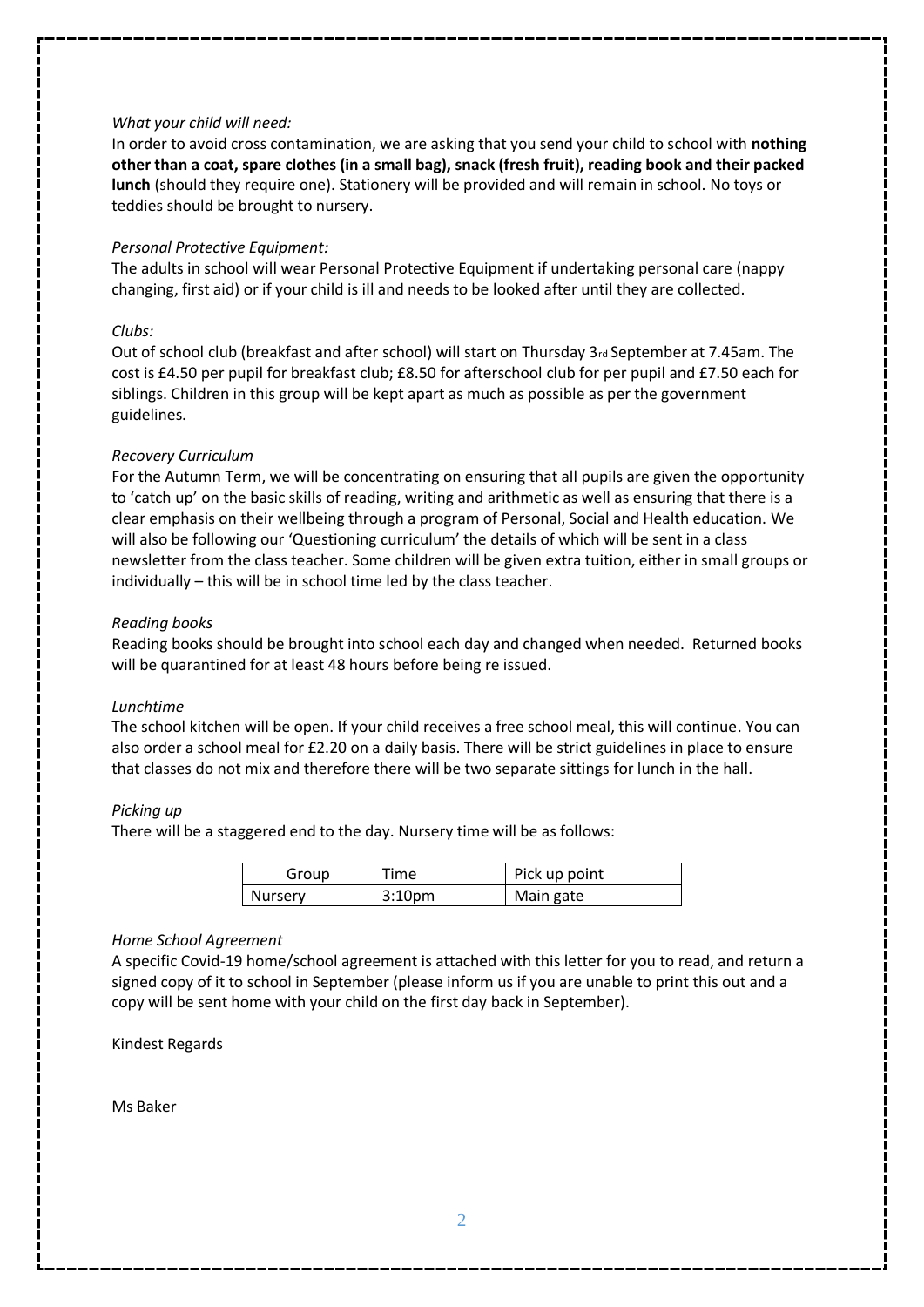*What your child will need:*

In order to avoid cross contamination, we are asking that you send your child to school with **nothing other than a coat, spare clothes (in a small bag), snack (fresh fruit), reading book and their packed lunch** (should they require one). Stationery will be provided and will remain in school. No toys or teddies should be brought to nursery.

*Personal Protective Equipment:*

The adults in school will wear Personal Protective Equipment if undertaking personal care (nappy changing, first aid) or if your child is ill and needs to be looked after until they are collected.

*Clubs:*

Out of school club (breakfast and after school) will start on Thursday 3rd September at 7.45am. The cost is £4.50 per pupil for breakfast club; £8.50 for afterschool club for per pupil and £7.50 each for siblings. Children in this group will be kept apart as much as possible as per the government guidelines.

*Recovery Curriculum*

For the Autumn Term, we will be concentrating on ensuring that all pupils are given the opportunity to 'catch up' on the basic skills of reading, writing and arithmetic as well as ensuring that there is a clear emphasis on their wellbeing through a program of Personal, Social and Health education. We will also be following our 'Questioning curriculum' the details of which will be sent in a class newsletter from the class teacher. Some children will be given extra tuition, either in small groups or individually – this will be in school time led by the class teacher.

*Reading books*

Reading books should be brought into school each day and changed when needed. Returned books will be quarantined for at least 48 hours before being re issued.

*Lunchtime*

The school kitchen will be open. If your child receives a free school meal, this will continue. You can also order a school meal for £2.20 on a daily basis. There will be strict guidelines in place to ensure that classes do not mix and therefore there will be two separate sittings for lunch in the hall.

*Picking up*

There will be a staggered end to the day. Nursery time will be as follows:

| Group | Time | Pick up point |
|---|---|---|
| Nursery | 3:10pm | Main gate |

*Home School Agreement*

A specific Covid-19 home/school agreement is attached with this letter for you to read, and return a signed copy of it to school in September (please inform us if you are unable to print this out and a copy will be sent home with your child on the first day back in September).

Kindest Regards

Ms Baker